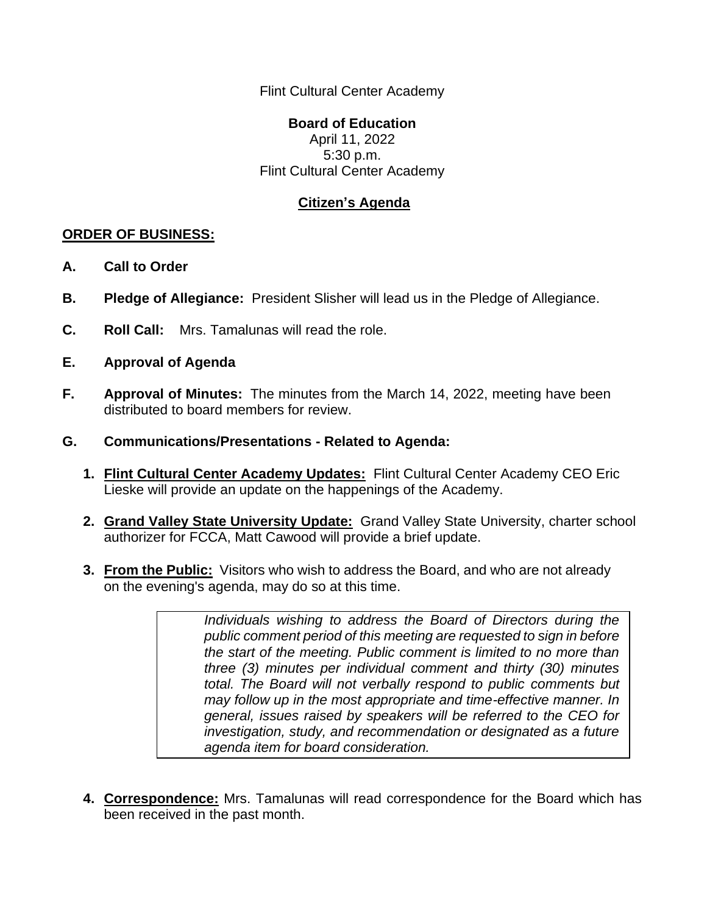Flint Cultural Center Academy

**Board of Education**
April 11, 2022
5:30 p.m.
Flint Cultural Center Academy

**Citizen's Agenda**

**ORDER OF BUSINESS:**

**A. Call to Order**

**B. Pledge of Allegiance:** President Slisher will lead us in the Pledge of Allegiance.

**C. Roll Call:** Mrs. Tamalunas will read the role.

**E. Approval of Agenda**

**F. Approval of Minutes:** The minutes from the March 14, 2022, meeting have been distributed to board members for review.

**G. Communications/Presentations - Related to Agenda:**

1. **Flint Cultural Center Academy Updates:** Flint Cultural Center Academy CEO Eric Lieske will provide an update on the happenings of the Academy.

2. **Grand Valley State University Update:** Grand Valley State University, charter school authorizer for FCCA, Matt Cawood will provide a brief update.

3. **From the Public:** Visitors who wish to address the Board, and who are not already on the evening's agenda, may do so at this time.

   > *Individuals wishing to address the Board of Directors during the public comment period of this meeting are requested to sign in before the start of the meeting. Public comment is limited to no more than three (3) minutes per individual comment and thirty (30) minutes total. The Board will not verbally respond to public comments but may follow up in the most appropriate and time-effective manner. In general, issues raised by speakers will be referred to the CEO for investigation, study, and recommendation or designated as a future agenda item for board consideration.*

4. **Correspondence:** Mrs. Tamalunas will read correspondence for the Board which has been received in the past month.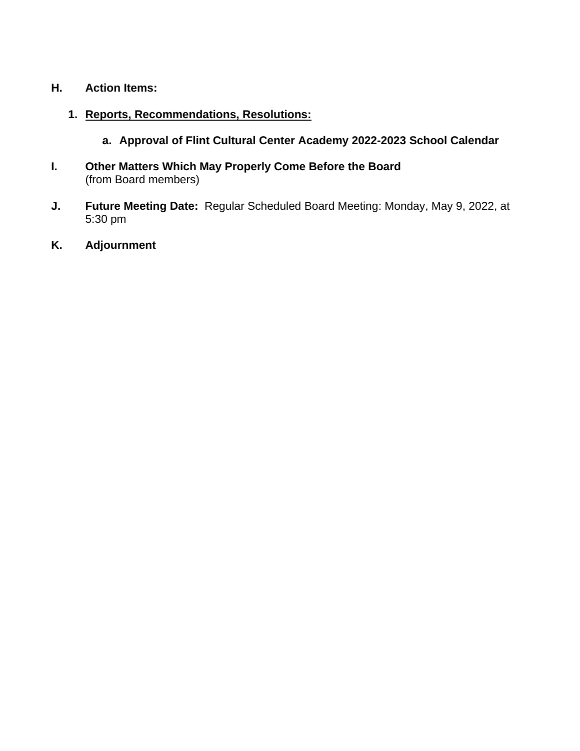**H. Action Items:**

1. **<u>Reports, Recommendations, Resolutions:</u>**

    a. **Approval of Flint Cultural Center Academy 2022-2023 School Calendar**

**I. Other Matters Which May Properly Come Before the Board**
(from Board members)

**J. Future Meeting Date:** Regular Scheduled Board Meeting: Monday, May 9, 2022, at 5:30 pm

**K. Adjournment**